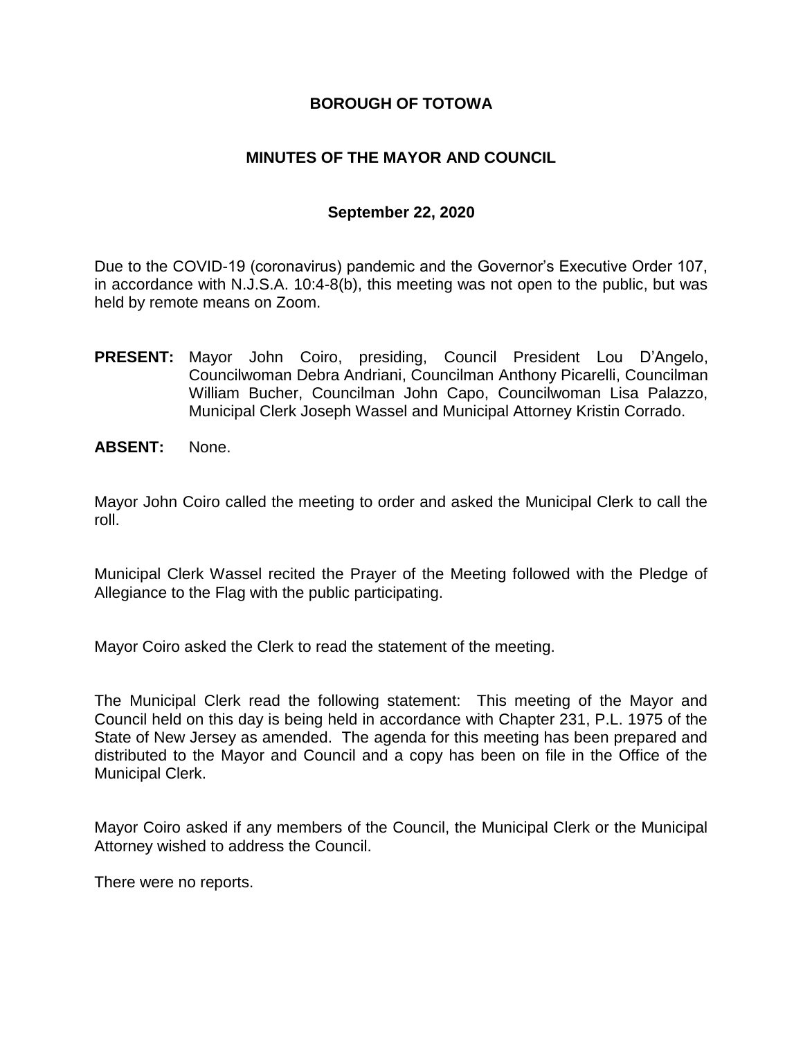# BOROUGH OF TOTOWA

## MINUTES OF THE MAYOR AND COUNCIL

### September 22, 2020

Due to the COVID-19 (coronavirus) pandemic and the Governor's Executive Order 107, in accordance with N.J.S.A. 10:4-8(b), this meeting was not open to the public, but was held by remote means on Zoom.

**PRESENT:** Mayor John Coiro, presiding, Council President Lou D'Angelo, Councilwoman Debra Andriani, Councilman Anthony Picarelli, Councilman William Bucher, Councilman John Capo, Councilwoman Lisa Palazzo, Municipal Clerk Joseph Wassel and Municipal Attorney Kristin Corrado.

**ABSENT:** None.

Mayor John Coiro called the meeting to order and asked the Municipal Clerk to call the roll.

Municipal Clerk Wassel recited the Prayer of the Meeting followed with the Pledge of Allegiance to the Flag with the public participating.

Mayor Coiro asked the Clerk to read the statement of the meeting.

The Municipal Clerk read the following statement: This meeting of the Mayor and Council held on this day is being held in accordance with Chapter 231, P.L. 1975 of the State of New Jersey as amended. The agenda for this meeting has been prepared and distributed to the Mayor and Council and a copy has been on file in the Office of the Municipal Clerk.

Mayor Coiro asked if any members of the Council, the Municipal Clerk or the Municipal Attorney wished to address the Council.

There were no reports.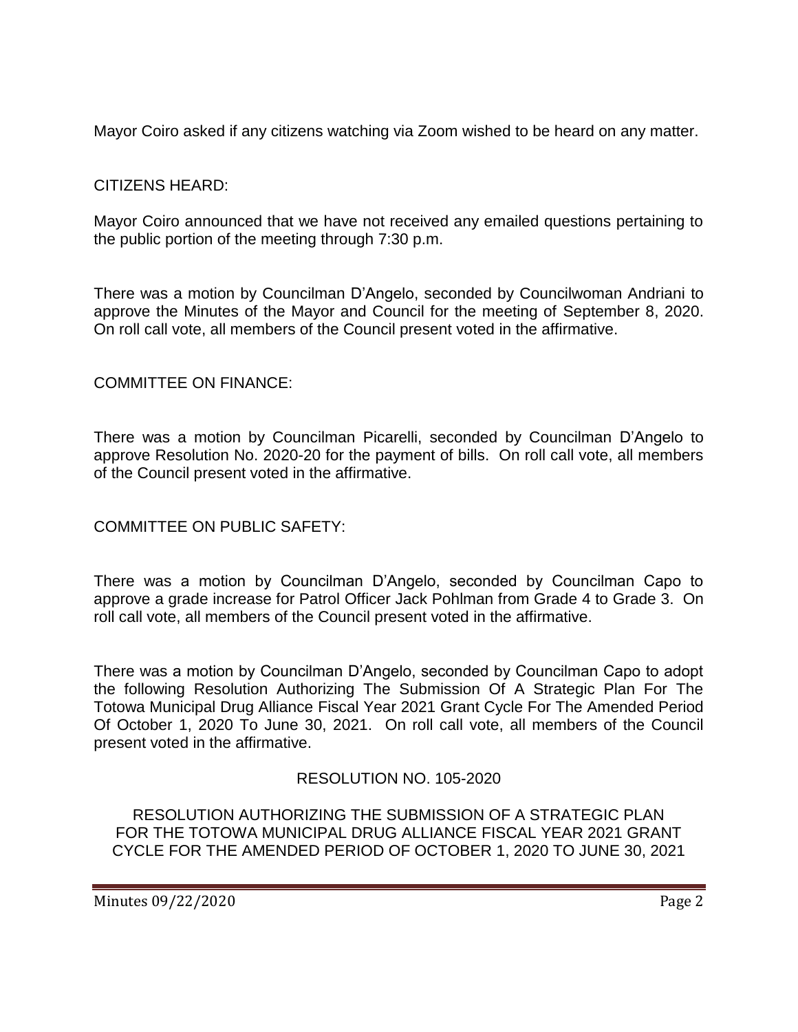Mayor Coiro asked if any citizens watching via Zoom wished to be heard on any matter.

CITIZENS HEARD:

Mayor Coiro announced that we have not received any emailed questions pertaining to the public portion of the meeting through 7:30 p.m.

There was a motion by Councilman D'Angelo, seconded by Councilwoman Andriani to approve the Minutes of the Mayor and Council for the meeting of September 8, 2020. On roll call vote, all members of the Council present voted in the affirmative.

COMMITTEE ON FINANCE:

There was a motion by Councilman Picarelli, seconded by Councilman D'Angelo to approve Resolution No. 2020-20 for the payment of bills. On roll call vote, all members of the Council present voted in the affirmative.

COMMITTEE ON PUBLIC SAFETY:

There was a motion by Councilman D'Angelo, seconded by Councilman Capo to approve a grade increase for Patrol Officer Jack Pohlman from Grade 4 to Grade 3. On roll call vote, all members of the Council present voted in the affirmative.

There was a motion by Councilman D'Angelo, seconded by Councilman Capo to adopt the following Resolution Authorizing The Submission Of A Strategic Plan For The Totowa Municipal Drug Alliance Fiscal Year 2021 Grant Cycle For The Amended Period Of October 1, 2020 To June 30, 2021. On roll call vote, all members of the Council present voted in the affirmative.

RESOLUTION NO. 105-2020

RESOLUTION AUTHORIZING THE SUBMISSION OF A STRATEGIC PLAN FOR THE TOTOWA MUNICIPAL DRUG ALLIANCE FISCAL YEAR 2021 GRANT CYCLE FOR THE AMENDED PERIOD OF OCTOBER 1, 2020 TO JUNE 30, 2021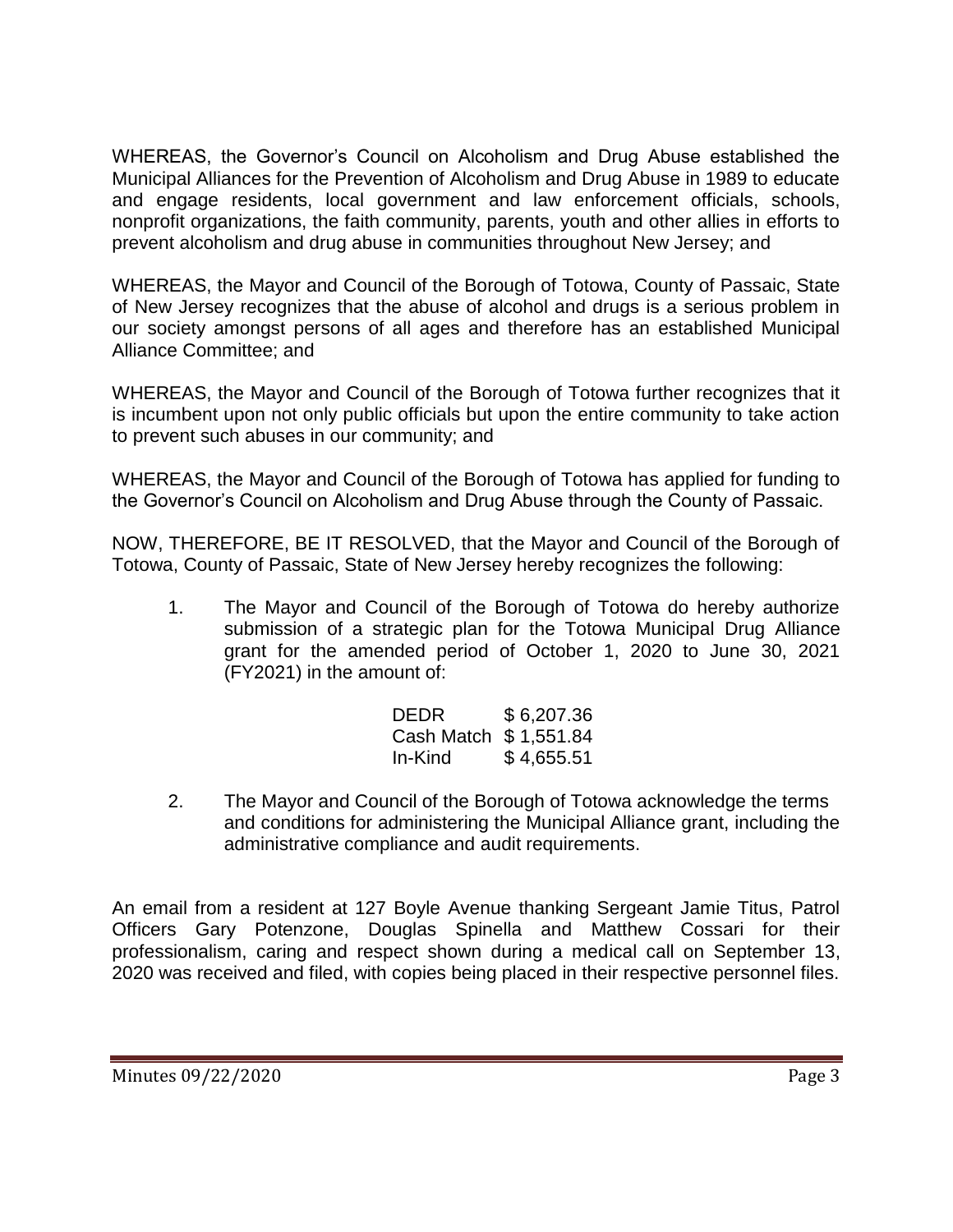WHEREAS, the Governor's Council on Alcoholism and Drug Abuse established the Municipal Alliances for the Prevention of Alcoholism and Drug Abuse in 1989 to educate and engage residents, local government and law enforcement officials, schools, nonprofit organizations, the faith community, parents, youth and other allies in efforts to prevent alcoholism and drug abuse in communities throughout New Jersey; and

WHEREAS, the Mayor and Council of the Borough of Totowa, County of Passaic, State of New Jersey recognizes that the abuse of alcohol and drugs is a serious problem in our society amongst persons of all ages and therefore has an established Municipal Alliance Committee; and

WHEREAS, the Mayor and Council of the Borough of Totowa further recognizes that it is incumbent upon not only public officials but upon the entire community to take action to prevent such abuses in our community; and

WHEREAS, the Mayor and Council of the Borough of Totowa has applied for funding to the Governor's Council on Alcoholism and Drug Abuse through the County of Passaic.

NOW, THEREFORE, BE IT RESOLVED, that the Mayor and Council of the Borough of Totowa, County of Passaic, State of New Jersey hereby recognizes the following:

1. The Mayor and Council of the Borough of Totowa do hereby authorize submission of a strategic plan for the Totowa Municipal Drug Alliance grant for the amended period of October 1, 2020 to June 30, 2021 (FY2021) in the amount of:

   | | |
   |---|---|
   | DEDR | $ 6,207.36 |
   | Cash Match | $ 1,551.84 |
   | In-Kind | $ 4,655.51 |

2. The Mayor and Council of the Borough of Totowa acknowledge the terms and conditions for administering the Municipal Alliance grant, including the administrative compliance and audit requirements.

An email from a resident at 127 Boyle Avenue thanking Sergeant Jamie Titus, Patrol Officers Gary Potenzone, Douglas Spinella and Matthew Cossari for their professionalism, caring and respect shown during a medical call on September 13, 2020 was received and filed, with copies being placed in their respective personnel files.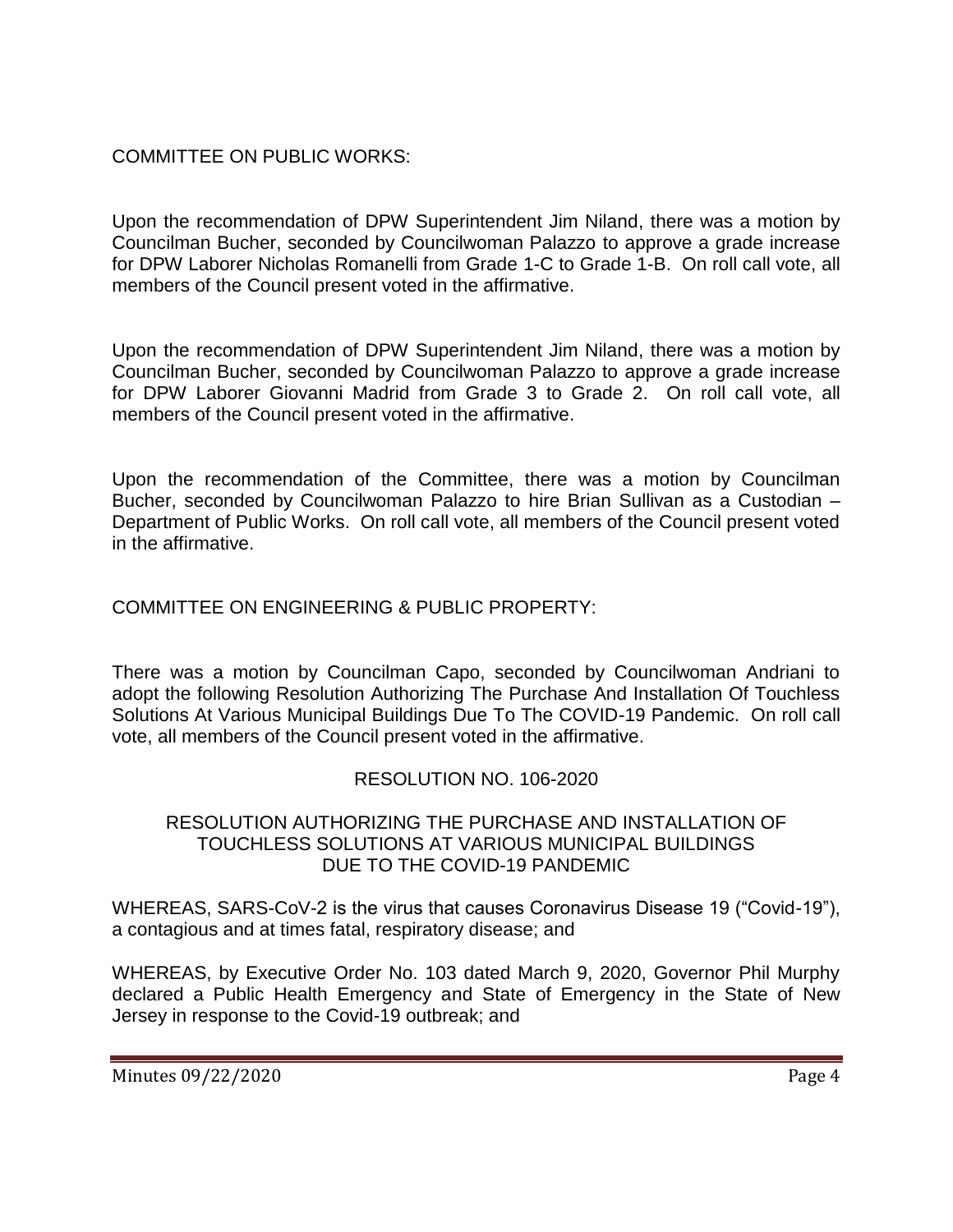COMMITTEE ON PUBLIC WORKS:

Upon the recommendation of DPW Superintendent Jim Niland, there was a motion by Councilman Bucher, seconded by Councilwoman Palazzo to approve a grade increase for DPW Laborer Nicholas Romanelli from Grade 1-C to Grade 1-B. On roll call vote, all members of the Council present voted in the affirmative.

Upon the recommendation of DPW Superintendent Jim Niland, there was a motion by Councilman Bucher, seconded by Councilwoman Palazzo to approve a grade increase for DPW Laborer Giovanni Madrid from Grade 3 to Grade 2. On roll call vote, all members of the Council present voted in the affirmative.

Upon the recommendation of the Committee, there was a motion by Councilman Bucher, seconded by Councilwoman Palazzo to hire Brian Sullivan as a Custodian – Department of Public Works. On roll call vote, all members of the Council present voted in the affirmative.

COMMITTEE ON ENGINEERING & PUBLIC PROPERTY:

There was a motion by Councilman Capo, seconded by Councilwoman Andriani to adopt the following Resolution Authorizing The Purchase And Installation Of Touchless Solutions At Various Municipal Buildings Due To The COVID-19 Pandemic. On roll call vote, all members of the Council present voted in the affirmative.

RESOLUTION NO. 106-2020

RESOLUTION AUTHORIZING THE PURCHASE AND INSTALLATION OF TOUCHLESS SOLUTIONS AT VARIOUS MUNICIPAL BUILDINGS DUE TO THE COVID-19 PANDEMIC

WHEREAS, SARS-CoV-2 is the virus that causes Coronavirus Disease 19 ("Covid-19"), a contagious and at times fatal, respiratory disease; and

WHEREAS, by Executive Order No. 103 dated March 9, 2020, Governor Phil Murphy declared a Public Health Emergency and State of Emergency in the State of New Jersey in response to the Covid-19 outbreak; and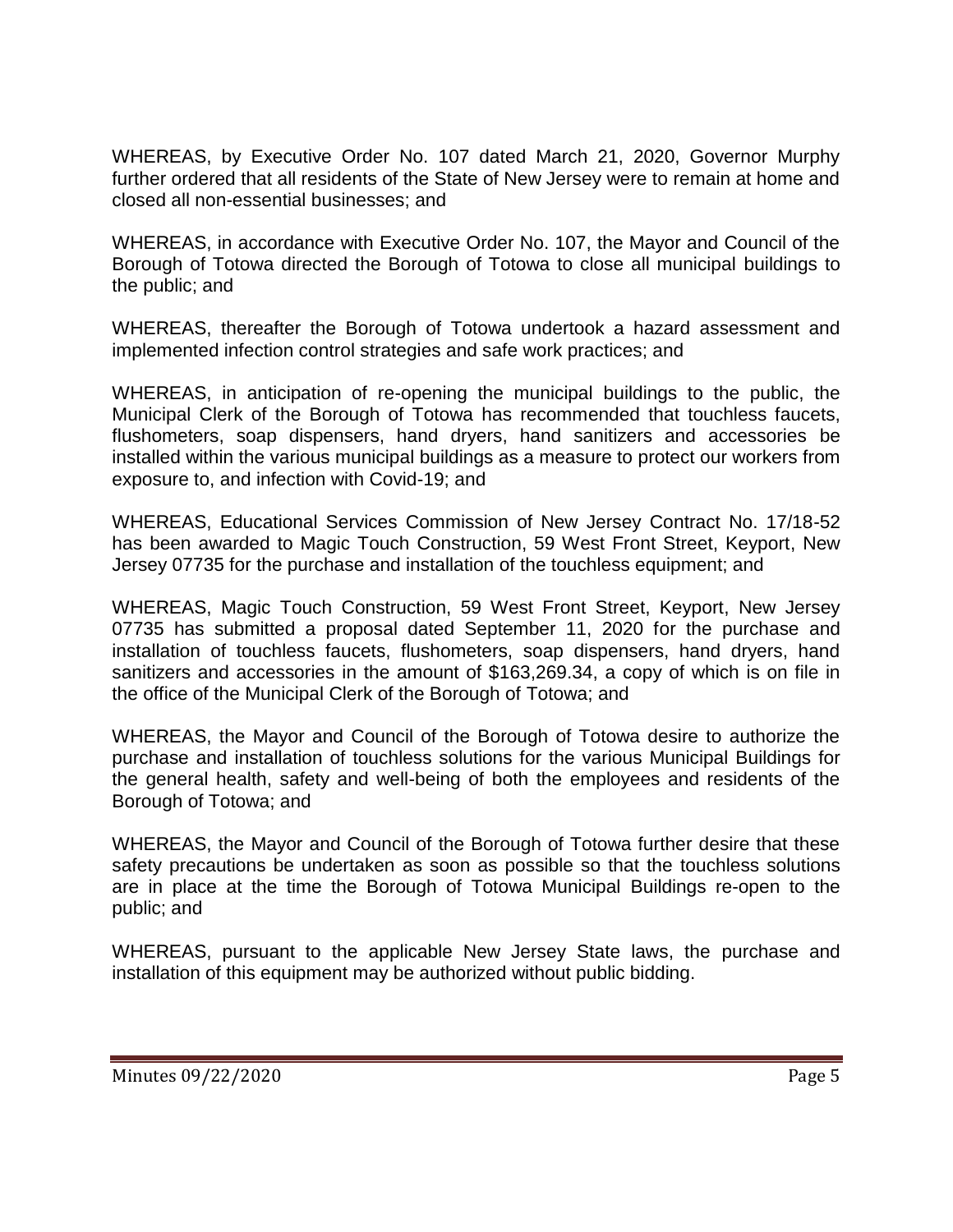WHEREAS, by Executive Order No. 107 dated March 21, 2020, Governor Murphy further ordered that all residents of the State of New Jersey were to remain at home and closed all non-essential businesses; and

WHEREAS, in accordance with Executive Order No. 107, the Mayor and Council of the Borough of Totowa directed the Borough of Totowa to close all municipal buildings to the public; and

WHEREAS, thereafter the Borough of Totowa undertook a hazard assessment and implemented infection control strategies and safe work practices; and

WHEREAS, in anticipation of re-opening the municipal buildings to the public, the Municipal Clerk of the Borough of Totowa has recommended that touchless faucets, flushometers, soap dispensers, hand dryers, hand sanitizers and accessories be installed within the various municipal buildings as a measure to protect our workers from exposure to, and infection with Covid-19; and

WHEREAS, Educational Services Commission of New Jersey Contract No. 17/18-52 has been awarded to Magic Touch Construction, 59 West Front Street, Keyport, New Jersey 07735 for the purchase and installation of the touchless equipment; and

WHEREAS, Magic Touch Construction, 59 West Front Street, Keyport, New Jersey 07735 has submitted a proposal dated September 11, 2020 for the purchase and installation of touchless faucets, flushometers, soap dispensers, hand dryers, hand sanitizers and accessories in the amount of $163,269.34, a copy of which is on file in the office of the Municipal Clerk of the Borough of Totowa; and

WHEREAS, the Mayor and Council of the Borough of Totowa desire to authorize the purchase and installation of touchless solutions for the various Municipal Buildings for the general health, safety and well-being of both the employees and residents of the Borough of Totowa; and

WHEREAS, the Mayor and Council of the Borough of Totowa further desire that these safety precautions be undertaken as soon as possible so that the touchless solutions are in place at the time the Borough of Totowa Municipal Buildings re-open to the public; and

WHEREAS, pursuant to the applicable New Jersey State laws, the purchase and installation of this equipment may be authorized without public bidding.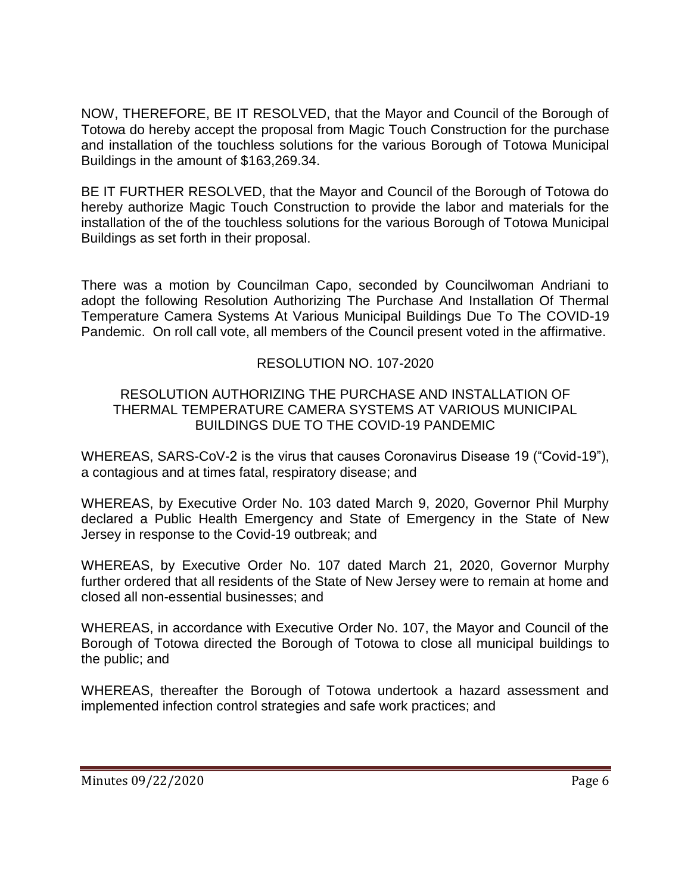NOW, THEREFORE, BE IT RESOLVED, that the Mayor and Council of the Borough of Totowa do hereby accept the proposal from Magic Touch Construction for the purchase and installation of the touchless solutions for the various Borough of Totowa Municipal Buildings in the amount of $163,269.34.

BE IT FURTHER RESOLVED, that the Mayor and Council of the Borough of Totowa do hereby authorize Magic Touch Construction to provide the labor and materials for the installation of the of the touchless solutions for the various Borough of Totowa Municipal Buildings as set forth in their proposal.

There was a motion by Councilman Capo, seconded by Councilwoman Andriani to adopt the following Resolution Authorizing The Purchase And Installation Of Thermal Temperature Camera Systems At Various Municipal Buildings Due To The COVID-19 Pandemic. On roll call vote, all members of the Council present voted in the affirmative.

RESOLUTION NO. 107-2020

RESOLUTION AUTHORIZING THE PURCHASE AND INSTALLATION OF THERMAL TEMPERATURE CAMERA SYSTEMS AT VARIOUS MUNICIPAL BUILDINGS DUE TO THE COVID-19 PANDEMIC

WHEREAS, SARS-CoV-2 is the virus that causes Coronavirus Disease 19 ("Covid-19"), a contagious and at times fatal, respiratory disease; and

WHEREAS, by Executive Order No. 103 dated March 9, 2020, Governor Phil Murphy declared a Public Health Emergency and State of Emergency in the State of New Jersey in response to the Covid-19 outbreak; and

WHEREAS, by Executive Order No. 107 dated March 21, 2020, Governor Murphy further ordered that all residents of the State of New Jersey were to remain at home and closed all non-essential businesses; and

WHEREAS, in accordance with Executive Order No. 107, the Mayor and Council of the Borough of Totowa directed the Borough of Totowa to close all municipal buildings to the public; and

WHEREAS, thereafter the Borough of Totowa undertook a hazard assessment and implemented infection control strategies and safe work practices; and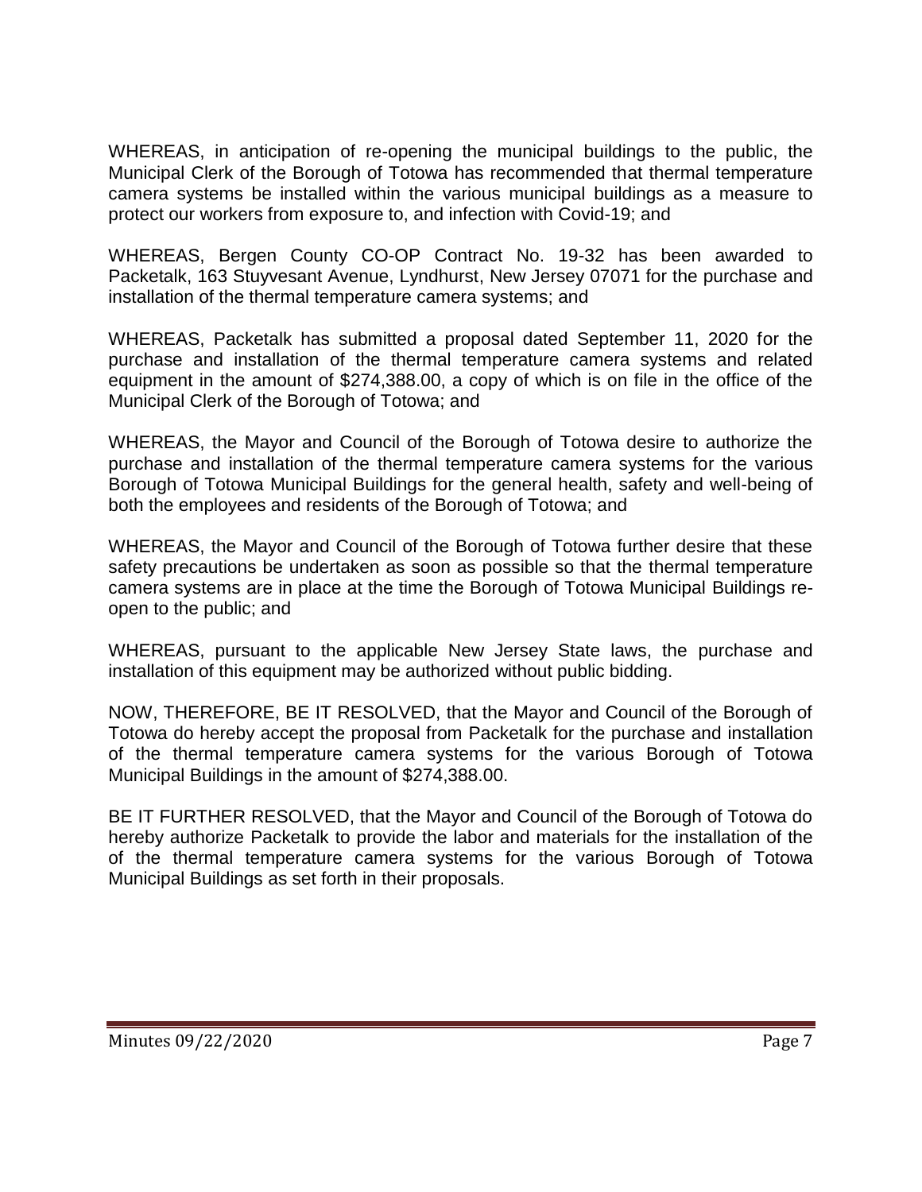WHEREAS, in anticipation of re-opening the municipal buildings to the public, the Municipal Clerk of the Borough of Totowa has recommended that thermal temperature camera systems be installed within the various municipal buildings as a measure to protect our workers from exposure to, and infection with Covid-19; and

WHEREAS, Bergen County CO-OP Contract No. 19-32 has been awarded to Packetalk, 163 Stuyvesant Avenue, Lyndhurst, New Jersey 07071 for the purchase and installation of the thermal temperature camera systems; and

WHEREAS, Packetalk has submitted a proposal dated September 11, 2020 for the purchase and installation of the thermal temperature camera systems and related equipment in the amount of $274,388.00, a copy of which is on file in the office of the Municipal Clerk of the Borough of Totowa; and

WHEREAS, the Mayor and Council of the Borough of Totowa desire to authorize the purchase and installation of the thermal temperature camera systems for the various Borough of Totowa Municipal Buildings for the general health, safety and well-being of both the employees and residents of the Borough of Totowa; and

WHEREAS, the Mayor and Council of the Borough of Totowa further desire that these safety precautions be undertaken as soon as possible so that the thermal temperature camera systems are in place at the time the Borough of Totowa Municipal Buildings re-open to the public; and

WHEREAS, pursuant to the applicable New Jersey State laws, the purchase and installation of this equipment may be authorized without public bidding.

NOW, THEREFORE, BE IT RESOLVED, that the Mayor and Council of the Borough of Totowa do hereby accept the proposal from Packetalk for the purchase and installation of the thermal temperature camera systems for the various Borough of Totowa Municipal Buildings in the amount of $274,388.00.

BE IT FURTHER RESOLVED, that the Mayor and Council of the Borough of Totowa do hereby authorize Packetalk to provide the labor and materials for the installation of the of the thermal temperature camera systems for the various Borough of Totowa Municipal Buildings as set forth in their proposals.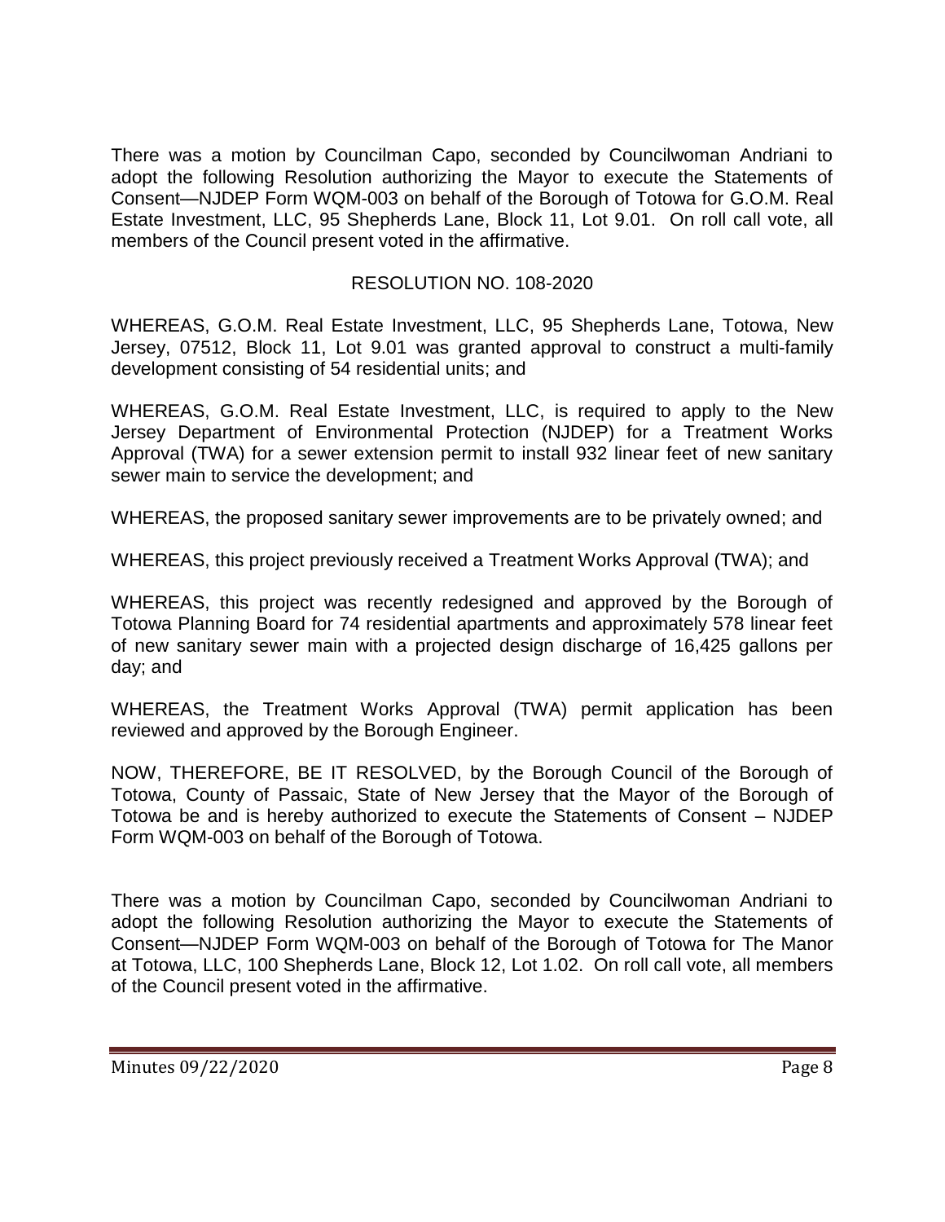There was a motion by Councilman Capo, seconded by Councilwoman Andriani to adopt the following Resolution authorizing the Mayor to execute the Statements of Consent—NJDEP Form WQM-003 on behalf of the Borough of Totowa for G.O.M. Real Estate Investment, LLC, 95 Shepherds Lane, Block 11, Lot 9.01. On roll call vote, all members of the Council present voted in the affirmative.

RESOLUTION NO. 108-2020

WHEREAS, G.O.M. Real Estate Investment, LLC, 95 Shepherds Lane, Totowa, New Jersey, 07512, Block 11, Lot 9.01 was granted approval to construct a multi-family development consisting of 54 residential units; and

WHEREAS, G.O.M. Real Estate Investment, LLC, is required to apply to the New Jersey Department of Environmental Protection (NJDEP) for a Treatment Works Approval (TWA) for a sewer extension permit to install 932 linear feet of new sanitary sewer main to service the development; and

WHEREAS, the proposed sanitary sewer improvements are to be privately owned; and

WHEREAS, this project previously received a Treatment Works Approval (TWA); and

WHEREAS, this project was recently redesigned and approved by the Borough of Totowa Planning Board for 74 residential apartments and approximately 578 linear feet of new sanitary sewer main with a projected design discharge of 16,425 gallons per day; and

WHEREAS, the Treatment Works Approval (TWA) permit application has been reviewed and approved by the Borough Engineer.

NOW, THEREFORE, BE IT RESOLVED, by the Borough Council of the Borough of Totowa, County of Passaic, State of New Jersey that the Mayor of the Borough of Totowa be and is hereby authorized to execute the Statements of Consent – NJDEP Form WQM-003 on behalf of the Borough of Totowa.

There was a motion by Councilman Capo, seconded by Councilwoman Andriani to adopt the following Resolution authorizing the Mayor to execute the Statements of Consent—NJDEP Form WQM-003 on behalf of the Borough of Totowa for The Manor at Totowa, LLC, 100 Shepherds Lane, Block 12, Lot 1.02. On roll call vote, all members of the Council present voted in the affirmative.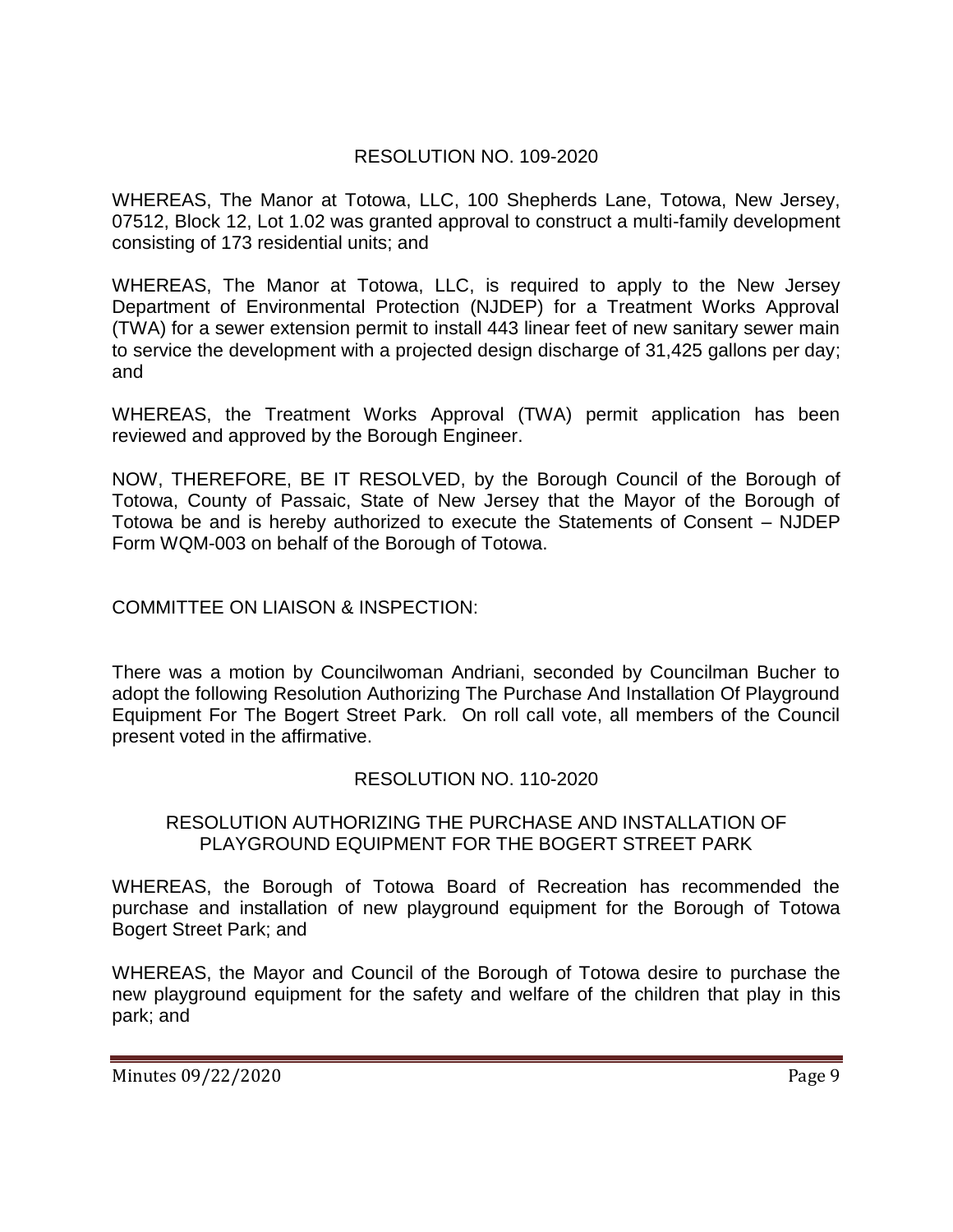RESOLUTION NO. 109-2020

WHEREAS, The Manor at Totowa, LLC, 100 Shepherds Lane, Totowa, New Jersey, 07512, Block 12, Lot 1.02 was granted approval to construct a multi-family development consisting of 173 residential units; and

WHEREAS, The Manor at Totowa, LLC, is required to apply to the New Jersey Department of Environmental Protection (NJDEP) for a Treatment Works Approval (TWA) for a sewer extension permit to install 443 linear feet of new sanitary sewer main to service the development with a projected design discharge of 31,425 gallons per day; and

WHEREAS, the Treatment Works Approval (TWA) permit application has been reviewed and approved by the Borough Engineer.

NOW, THEREFORE, BE IT RESOLVED, by the Borough Council of the Borough of Totowa, County of Passaic, State of New Jersey that the Mayor of the Borough of Totowa be and is hereby authorized to execute the Statements of Consent – NJDEP Form WQM-003 on behalf of the Borough of Totowa.

COMMITTEE ON LIAISON & INSPECTION:

There was a motion by Councilwoman Andriani, seconded by Councilman Bucher to adopt the following Resolution Authorizing The Purchase And Installation Of Playground Equipment For The Bogert Street Park. On roll call vote, all members of the Council present voted in the affirmative.

RESOLUTION NO. 110-2020

RESOLUTION AUTHORIZING THE PURCHASE AND INSTALLATION OF PLAYGROUND EQUIPMENT FOR THE BOGERT STREET PARK

WHEREAS, the Borough of Totowa Board of Recreation has recommended the purchase and installation of new playground equipment for the Borough of Totowa Bogert Street Park; and

WHEREAS, the Mayor and Council of the Borough of Totowa desire to purchase the new playground equipment for the safety and welfare of the children that play in this park; and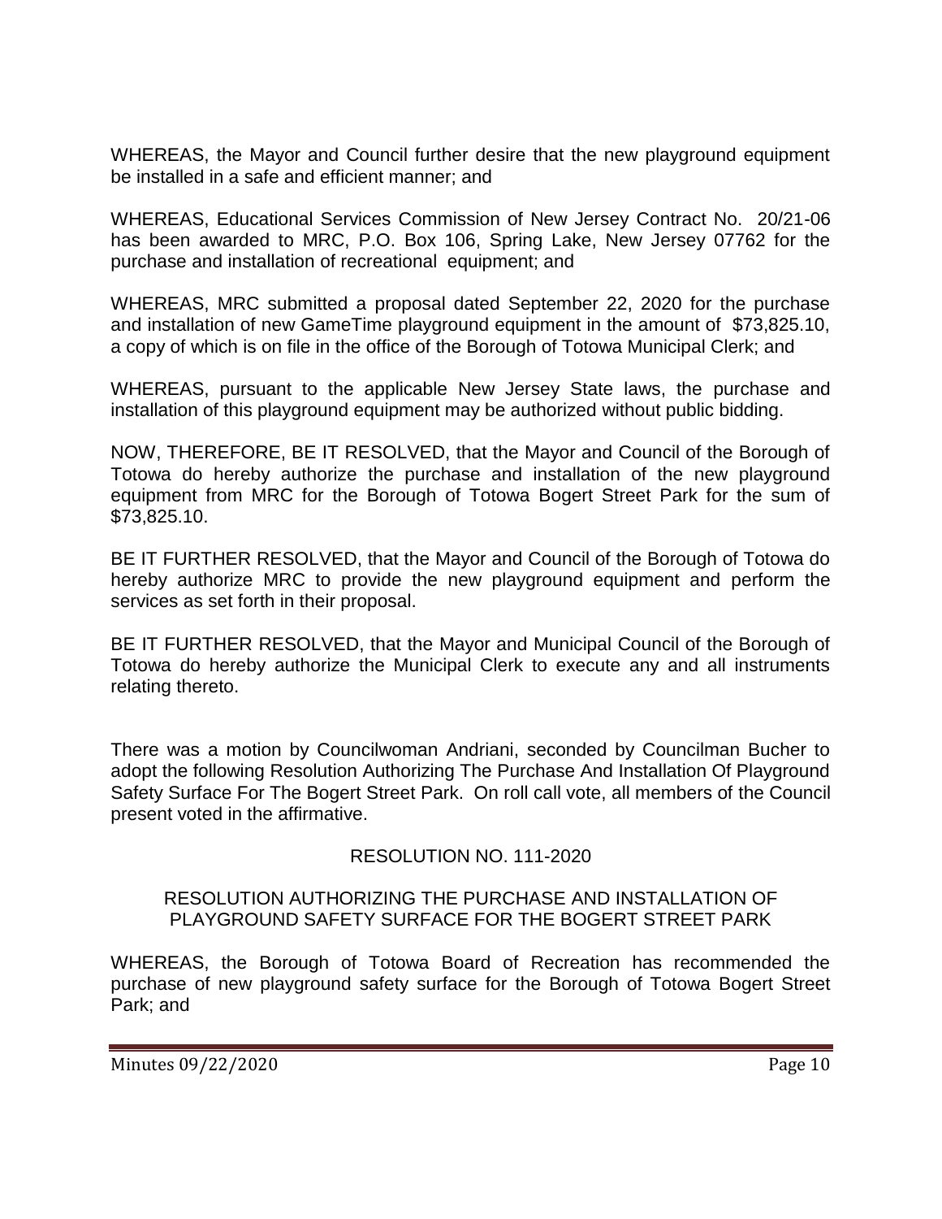WHEREAS, the Mayor and Council further desire that the new playground equipment be installed in a safe and efficient manner; and

WHEREAS, Educational Services Commission of New Jersey Contract No. 20/21-06 has been awarded to MRC, P.O. Box 106, Spring Lake, New Jersey 07762 for the purchase and installation of recreational equipment; and

WHEREAS, MRC submitted a proposal dated September 22, 2020 for the purchase and installation of new GameTime playground equipment in the amount of $73,825.10, a copy of which is on file in the office of the Borough of Totowa Municipal Clerk; and

WHEREAS, pursuant to the applicable New Jersey State laws, the purchase and installation of this playground equipment may be authorized without public bidding.

NOW, THEREFORE, BE IT RESOLVED, that the Mayor and Council of the Borough of Totowa do hereby authorize the purchase and installation of the new playground equipment from MRC for the Borough of Totowa Bogert Street Park for the sum of $73,825.10.

BE IT FURTHER RESOLVED, that the Mayor and Council of the Borough of Totowa do hereby authorize MRC to provide the new playground equipment and perform the services as set forth in their proposal.

BE IT FURTHER RESOLVED, that the Mayor and Municipal Council of the Borough of Totowa do hereby authorize the Municipal Clerk to execute any and all instruments relating thereto.

There was a motion by Councilwoman Andriani, seconded by Councilman Bucher to adopt the following Resolution Authorizing The Purchase And Installation Of Playground Safety Surface For The Bogert Street Park. On roll call vote, all members of the Council present voted in the affirmative.

RESOLUTION NO. 111-2020

RESOLUTION AUTHORIZING THE PURCHASE AND INSTALLATION OF PLAYGROUND SAFETY SURFACE FOR THE BOGERT STREET PARK

WHEREAS, the Borough of Totowa Board of Recreation has recommended the purchase of new playground safety surface for the Borough of Totowa Bogert Street Park; and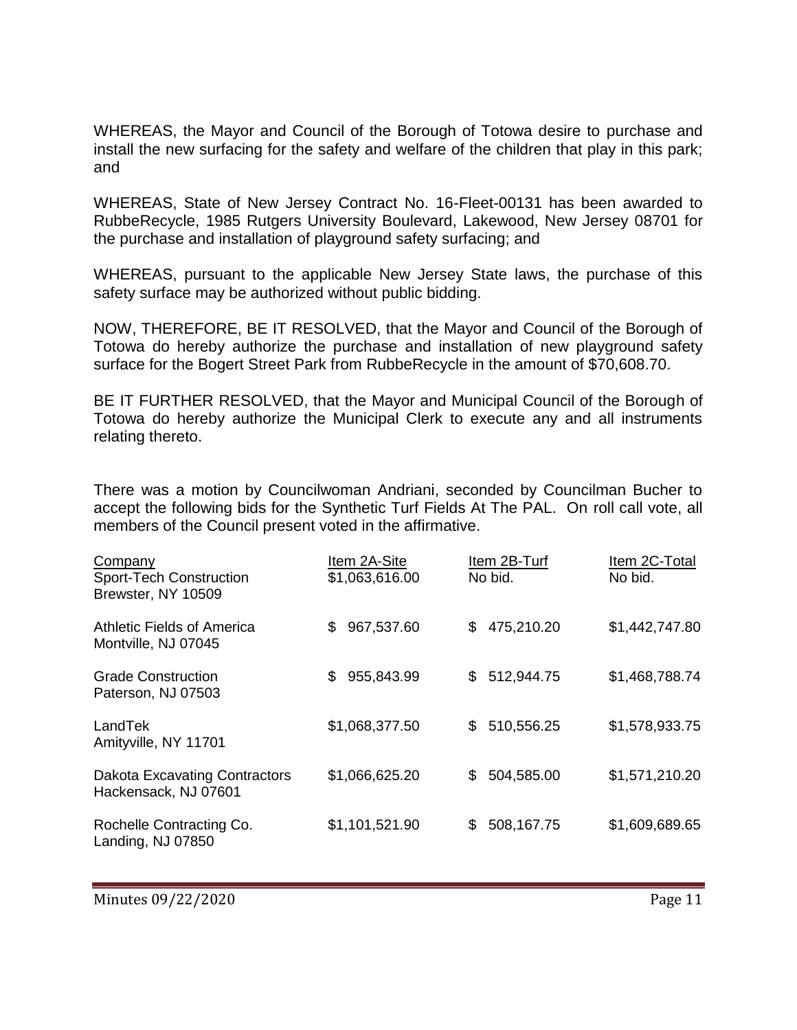WHEREAS, the Mayor and Council of the Borough of Totowa desire to purchase and install the new surfacing for the safety and welfare of the children that play in this park; and

WHEREAS, State of New Jersey Contract No. 16-Fleet-00131 has been awarded to RubbeRecycle, 1985 Rutgers University Boulevard, Lakewood, New Jersey 08701 for the purchase and installation of playground safety surfacing; and

WHEREAS, pursuant to the applicable New Jersey State laws, the purchase of this safety surface may be authorized without public bidding.

NOW, THEREFORE, BE IT RESOLVED, that the Mayor and Council of the Borough of Totowa do hereby authorize the purchase and installation of new playground safety surface for the Bogert Street Park from RubbeRecycle in the amount of $70,608.70.

BE IT FURTHER RESOLVED, that the Mayor and Municipal Council of the Borough of Totowa do hereby authorize the Municipal Clerk to execute any and all instruments relating thereto.

There was a motion by Councilwoman Andriani, seconded by Councilman Bucher to accept the following bids for the Synthetic Turf Fields At The PAL. On roll call vote, all members of the Council present voted in the affirmative.

| Company | Item 2A-Site | Item 2B-Turf | Item 2C-Total |
|---|---|---|---|
| Sport-Tech Construction<br>Brewster, NY 10509 | $1,063,616.00 | No bid. | No bid. |
| Athletic Fields of America<br>Montville, NJ 07045 | $ 967,537.60 | $ 475,210.20 | $1,442,747.80 |
| Grade Construction<br>Paterson, NJ 07503 | $ 955,843.99 | $ 512,944.75 | $1,468,788.74 |
| LandTek<br>Amityville, NY 11701 | $1,068,377.50 | $ 510,556.25 | $1,578,933.75 |
| Dakota Excavating Contractors<br>Hackensack, NJ 07601 | $1,066,625.20 | $ 504,585.00 | $1,571,210.20 |
| Rochelle Contracting Co.<br>Landing, NJ 07850 | $1,101,521.90 | $ 508,167.75 | $1,609,689.65 |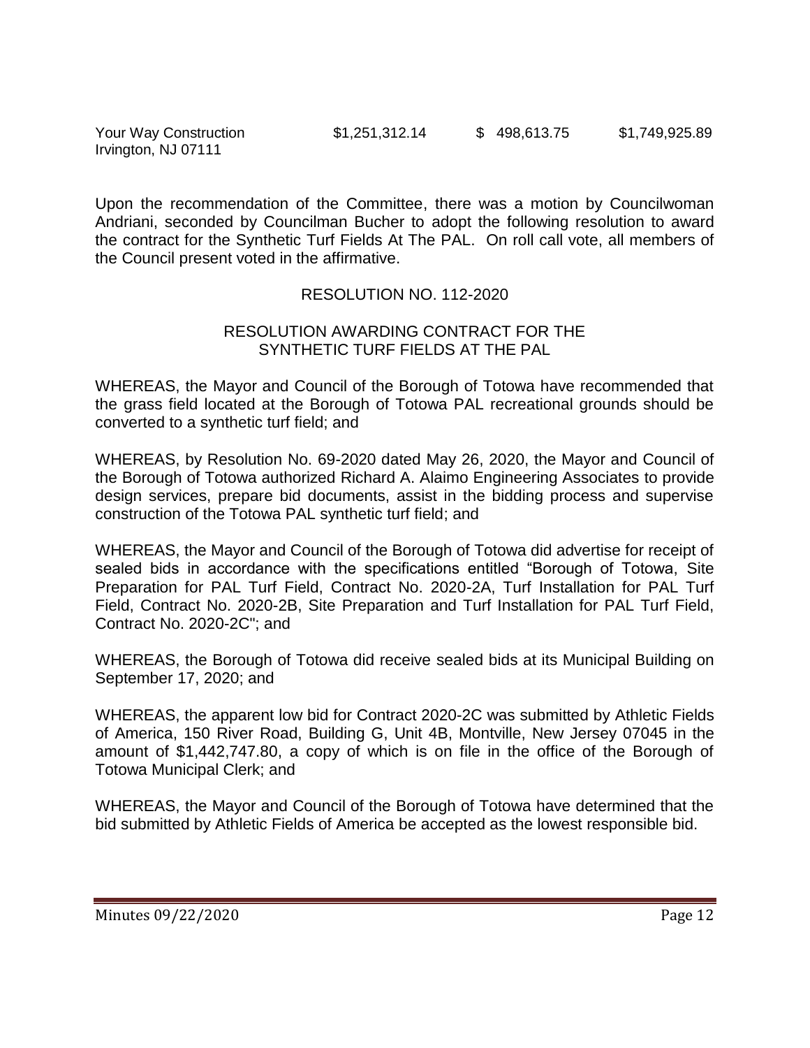| | | | |
|---|---|---|---|
| Your Way Construction<br>Irvington, NJ 07111 | $1,251,312.14 | $ 498,613.75 | $1,749,925.89 |

Upon the recommendation of the Committee, there was a motion by Councilwoman Andriani, seconded by Councilman Bucher to adopt the following resolution to award the contract for the Synthetic Turf Fields At The PAL. On roll call vote, all members of the Council present voted in the affirmative.

RESOLUTION NO. 112-2020

RESOLUTION AWARDING CONTRACT FOR THE SYNTHETIC TURF FIELDS AT THE PAL

WHEREAS, the Mayor and Council of the Borough of Totowa have recommended that the grass field located at the Borough of Totowa PAL recreational grounds should be converted to a synthetic turf field; and

WHEREAS, by Resolution No. 69-2020 dated May 26, 2020, the Mayor and Council of the Borough of Totowa authorized Richard A. Alaimo Engineering Associates to provide design services, prepare bid documents, assist in the bidding process and supervise construction of the Totowa PAL synthetic turf field; and

WHEREAS, the Mayor and Council of the Borough of Totowa did advertise for receipt of sealed bids in accordance with the specifications entitled "Borough of Totowa, Site Preparation for PAL Turf Field, Contract No. 2020-2A, Turf Installation for PAL Turf Field, Contract No. 2020-2B, Site Preparation and Turf Installation for PAL Turf Field, Contract No. 2020-2C"; and

WHEREAS, the Borough of Totowa did receive sealed bids at its Municipal Building on September 17, 2020; and

WHEREAS, the apparent low bid for Contract 2020-2C was submitted by Athletic Fields of America, 150 River Road, Building G, Unit 4B, Montville, New Jersey 07045 in the amount of $1,442,747.80, a copy of which is on file in the office of the Borough of Totowa Municipal Clerk; and

WHEREAS, the Mayor and Council of the Borough of Totowa have determined that the bid submitted by Athletic Fields of America be accepted as the lowest responsible bid.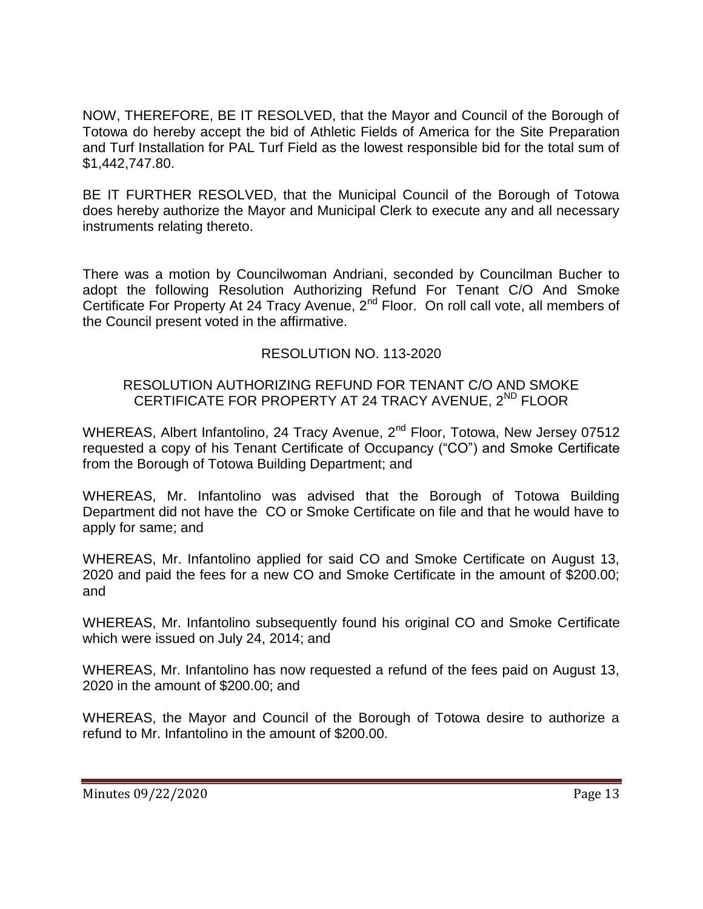NOW, THEREFORE, BE IT RESOLVED, that the Mayor and Council of the Borough of Totowa do hereby accept the bid of Athletic Fields of America for the Site Preparation and Turf Installation for PAL Turf Field as the lowest responsible bid for the total sum of $1,442,747.80.

BE IT FURTHER RESOLVED, that the Municipal Council of the Borough of Totowa does hereby authorize the Mayor and Municipal Clerk to execute any and all necessary instruments relating thereto.

There was a motion by Councilwoman Andriani, seconded by Councilman Bucher to adopt the following Resolution Authorizing Refund For Tenant C/O And Smoke Certificate For Property At 24 Tracy Avenue, 2nd Floor. On roll call vote, all members of the Council present voted in the affirmative.

RESOLUTION NO. 113-2020

RESOLUTION AUTHORIZING REFUND FOR TENANT C/O AND SMOKE CERTIFICATE FOR PROPERTY AT 24 TRACY AVENUE, 2ND FLOOR

WHEREAS, Albert Infantolino, 24 Tracy Avenue, 2nd Floor, Totowa, New Jersey 07512 requested a copy of his Tenant Certificate of Occupancy ("CO") and Smoke Certificate from the Borough of Totowa Building Department; and

WHEREAS, Mr. Infantolino was advised that the Borough of Totowa Building Department did not have the CO or Smoke Certificate on file and that he would have to apply for same; and

WHEREAS, Mr. Infantolino applied for said CO and Smoke Certificate on August 13, 2020 and paid the fees for a new CO and Smoke Certificate in the amount of $200.00; and

WHEREAS, Mr. Infantolino subsequently found his original CO and Smoke Certificate which were issued on July 24, 2014; and

WHEREAS, Mr. Infantolino has now requested a refund of the fees paid on August 13, 2020 in the amount of $200.00; and

WHEREAS, the Mayor and Council of the Borough of Totowa desire to authorize a refund to Mr. Infantolino in the amount of $200.00.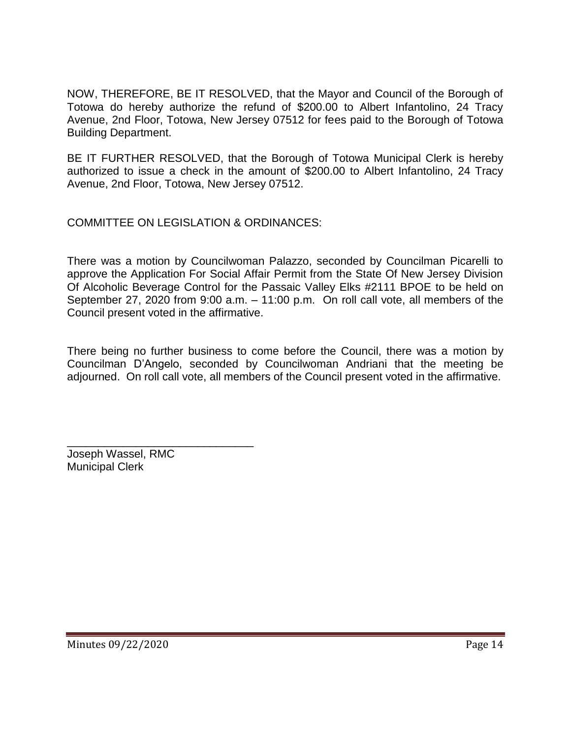NOW, THEREFORE, BE IT RESOLVED, that the Mayor and Council of the Borough of Totowa do hereby authorize the refund of $200.00 to Albert Infantolino, 24 Tracy Avenue, 2nd Floor, Totowa, New Jersey 07512 for fees paid to the Borough of Totowa Building Department.

BE IT FURTHER RESOLVED, that the Borough of Totowa Municipal Clerk is hereby authorized to issue a check in the amount of $200.00 to Albert Infantolino, 24 Tracy Avenue, 2nd Floor, Totowa, New Jersey 07512.

COMMITTEE ON LEGISLATION & ORDINANCES:

There was a motion by Councilwoman Palazzo, seconded by Councilman Picarelli to approve the Application For Social Affair Permit from the State Of New Jersey Division Of Alcoholic Beverage Control for the Passaic Valley Elks #2111 BPOE to be held on September 27, 2020 from 9:00 a.m. – 11:00 p.m. On roll call vote, all members of the Council present voted in the affirmative.

There being no further business to come before the Council, there was a motion by Councilman D'Angelo, seconded by Councilwoman Andriani that the meeting be adjourned. On roll call vote, all members of the Council present voted in the affirmative.

\_\_\_\_\_\_\_\_\_\_\_\_\_\_\_\_\_\_\_\_\_\_\_\_\_\_\_\_\_\_\_

Joseph Wassel, RMC
Municipal Clerk